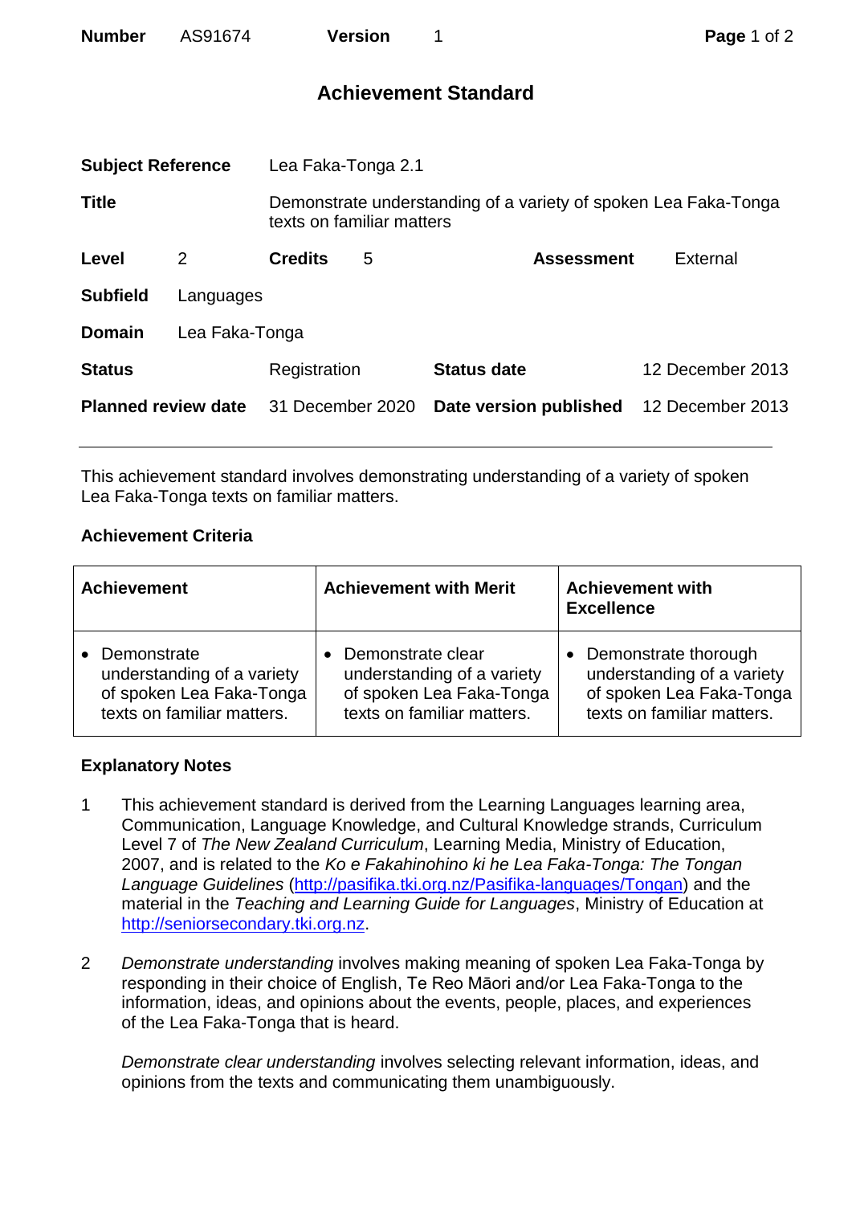| | | | | | |
|---|---|---|---|---|---|
| **Number** | AS91674 | **Version** | 1 | | |

# Achievement Standard

| | | | | | |
|---|---|---|---|---|---|
| **Subject Reference** | Lea Faka-Tonga 2.1 | | | | |
| **Title** | Demonstrate understanding of a variety of spoken Lea Faka-Tonga texts on familiar matters | | | | |
| **Level** | 2 | **Credits** | 5 | **Assessment** | External |
| **Subfield** | Languages | | | | |
| **Domain** | Lea Faka-Tonga | | | | |
| **Status** | Registration | **Status date** | 12 December 2013 | | |
| **Planned review date** | 31 December 2020 | **Date version published** | 12 December 2013 | | |

---

This achievement standard involves demonstrating understanding of a variety of spoken Lea Faka-Tonga texts on familiar matters.

### Achievement Criteria

| Achievement | Achievement with Merit | Achievement with Excellence |
|---|---|---|
| • Demonstrate understanding of a variety of spoken Lea Faka-Tonga texts on familiar matters. | • Demonstrate clear understanding of a variety of spoken Lea Faka-Tonga texts on familiar matters. | • Demonstrate thorough understanding of a variety of spoken Lea Faka-Tonga texts on familiar matters. |

### Explanatory Notes

1. This achievement standard is derived from the Learning Languages learning area, Communication, Language Knowledge, and Cultural Knowledge strands, Curriculum Level 7 of *The New Zealand Curriculum*, Learning Media, Ministry of Education, 2007, and is related to the *Ko e Fakahinohino ki he Lea Faka-Tonga: The Tongan Language Guidelines* (http://pasifika.tki.org.nz/Pasifika-languages/Tongan) and the material in the *Teaching and Learning Guide for Languages*, Ministry of Education at http://seniorsecondary.tki.org.nz.

2. *Demonstrate understanding* involves making meaning of spoken Lea Faka-Tonga by responding in their choice of English, Te Reo Māori and/or Lea Faka-Tonga to the information, ideas, and opinions about the events, people, places, and experiences of the Lea Faka-Tonga that is heard.

   *Demonstrate clear understanding* involves selecting relevant information, ideas, and opinions from the texts and communicating them unambiguously.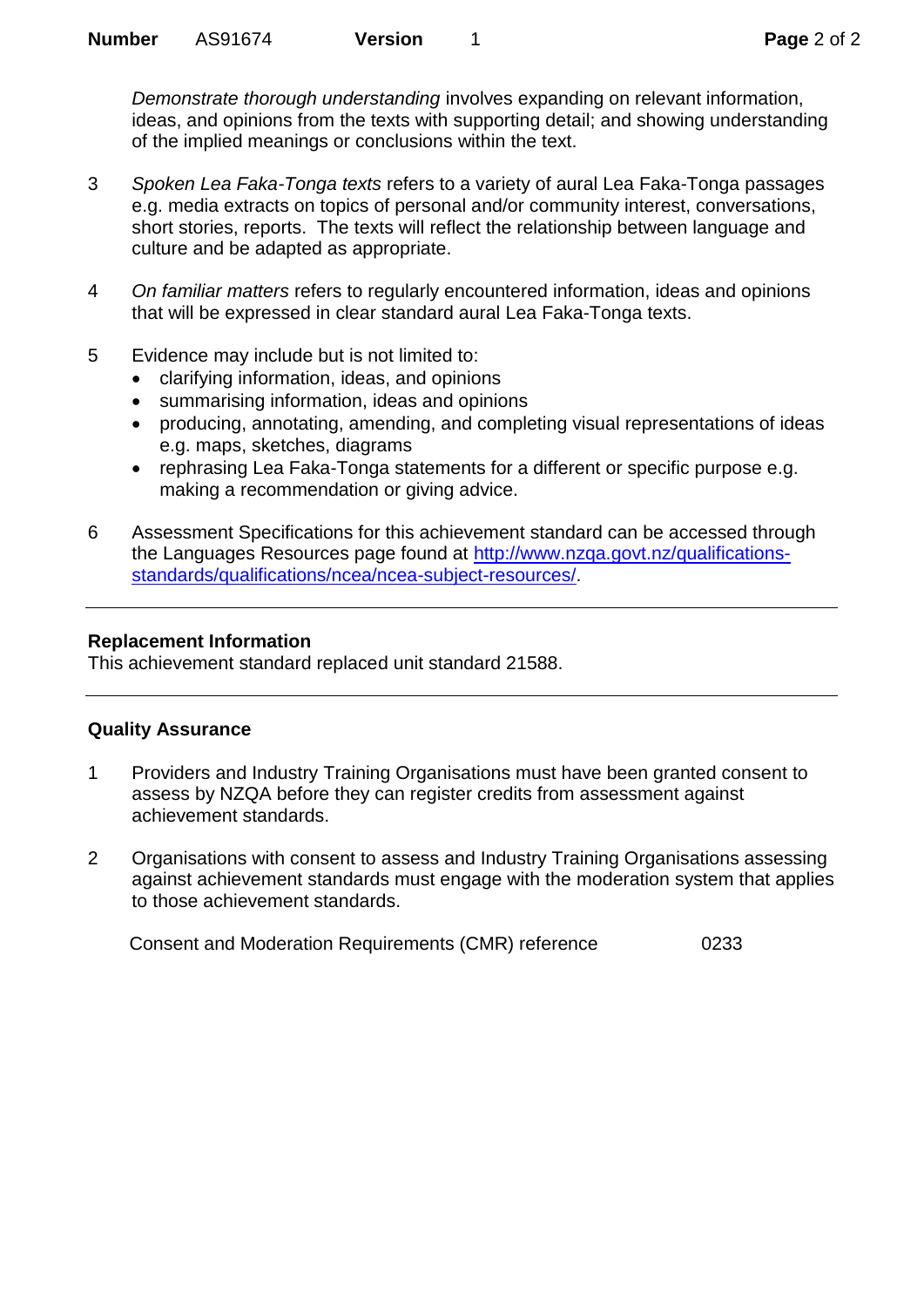*Demonstrate thorough understanding* involves expanding on relevant information, ideas, and opinions from the texts with supporting detail; and showing understanding of the implied meanings or conclusions within the text.

3 *Spoken Lea Faka-Tonga texts* refers to a variety of aural Lea Faka-Tonga passages e.g. media extracts on topics of personal and/or community interest, conversations, short stories, reports. The texts will reflect the relationship between language and culture and be adapted as appropriate.

4 *On familiar matters* refers to regularly encountered information, ideas and opinions that will be expressed in clear standard aural Lea Faka-Tonga texts.

5 Evidence may include but is not limited to:
   - clarifying information, ideas, and opinions
   - summarising information, ideas and opinions
   - producing, annotating, amending, and completing visual representations of ideas e.g. maps, sketches, diagrams
   - rephrasing Lea Faka-Tonga statements for a different or specific purpose e.g. making a recommendation or giving advice.

6 Assessment Specifications for this achievement standard can be accessed through the Languages Resources page found at [http://www.nzqa.govt.nz/qualifications-standards/qualifications/ncea/ncea-subject-resources/](http://www.nzqa.govt.nz/qualifications-standards/qualifications/ncea/ncea-subject-resources/).

---

**Replacement Information**

This achievement standard replaced unit standard 21588.

---

**Quality Assurance**

1 Providers and Industry Training Organisations must have been granted consent to assess by NZQA before they can register credits from assessment against achievement standards.

2 Organisations with consent to assess and Industry Training Organisations assessing against achievement standards must engage with the moderation system that applies to those achievement standards.

Consent and Moderation Requirements (CMR) reference 0233